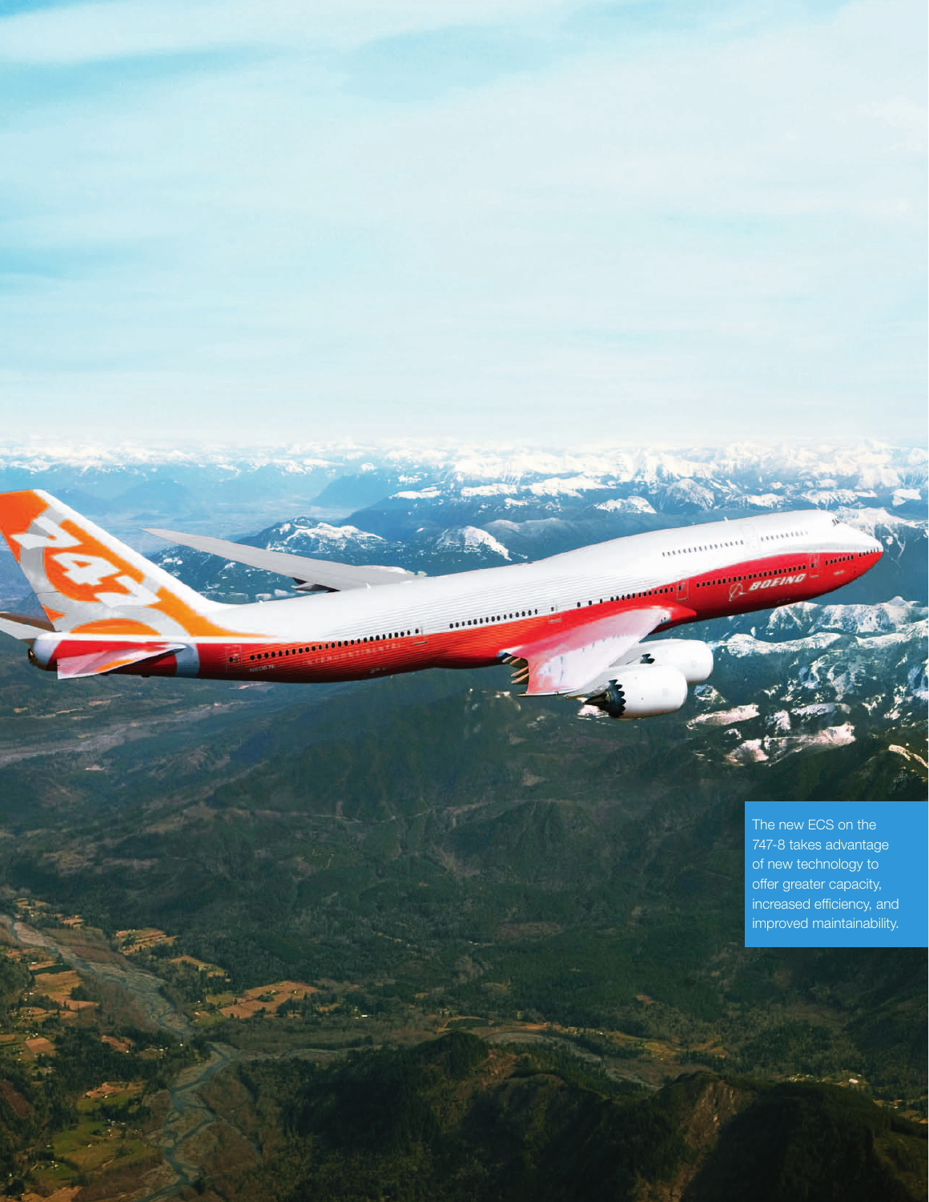The new ECS on the 747-8 takes advantage of new technology to offer greater capacity, increased efficiency, and improved maintainability.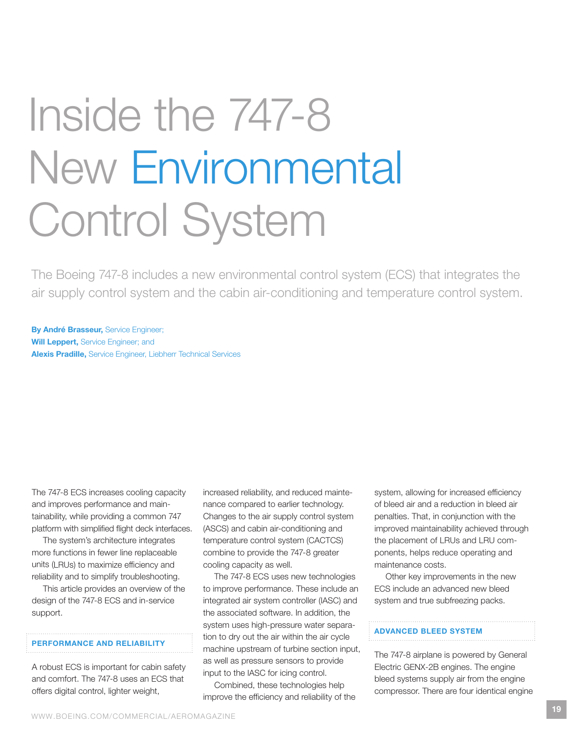# Inside the 747-8 New Environmental Control System

The Boeing 747-8 includes a new environmental control system (ECS) that integrates the air supply control system and the cabin air-conditioning and temperature control system.

**By André Brasseur,** Service Engineer;
**Will Leppert,** Service Engineer; and
**Alexis Pradille,** Service Engineer, Liebherr Technical Services

The 747-8 ECS increases cooling capacity and improves performance and maintainability, while providing a common 747 platform with simplified flight deck interfaces.

The system's architecture integrates more functions in fewer line replaceable units (LRUs) to maximize efficiency and reliability and to simplify troubleshooting.

This article provides an overview of the design of the 747-8 ECS and in-service support.

## PERFORMANCE AND RELIABILITY

A robust ECS is important for cabin safety and comfort. The 747-8 uses an ECS that offers digital control, lighter weight, increased reliability, and reduced maintenance compared to earlier technology. Changes to the air supply control system (ASCS) and cabin air-conditioning and temperature control system (CACTCS) combine to provide the 747-8 greater cooling capacity as well.

The 747-8 ECS uses new technologies to improve performance. These include an integrated air system controller (IASC) and the associated software. In addition, the system uses high-pressure water separation to dry out the air within the air cycle machine upstream of turbine section input, as well as pressure sensors to provide input to the IASC for icing control.

Combined, these technologies help improve the efficiency and reliability of the system, allowing for increased efficiency of bleed air and a reduction in bleed air penalties. That, in conjunction with the improved maintainability achieved through the placement of LRUs and LRU components, helps reduce operating and maintenance costs.

Other key improvements in the new ECS include an advanced new bleed system and true subfreezing packs.

## ADVANCED BLEED SYSTEM

The 747-8 airplane is powered by General Electric GENX-2B engines. The engine bleed systems supply air from the engine compressor. There are four identical engine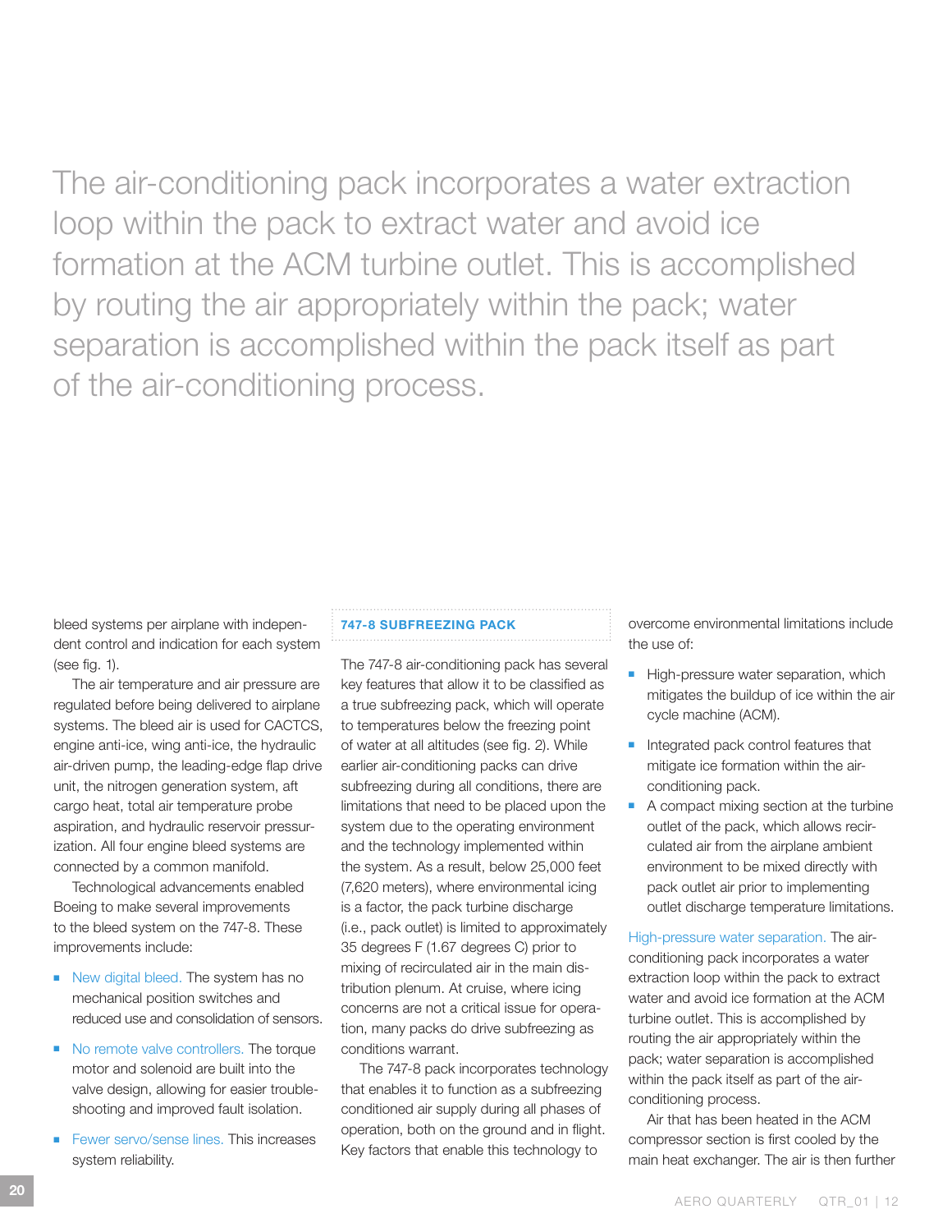The air-conditioning pack incorporates a water extraction loop within the pack to extract water and avoid ice formation at the ACM turbine outlet. This is accomplished by routing the air appropriately within the pack; water separation is accomplished within the pack itself as part of the air-conditioning process.

bleed systems per airplane with independent control and indication for each system (see fig. 1).

The air temperature and air pressure are regulated before being delivered to airplane systems. The bleed air is used for CACTCS, engine anti-ice, wing anti-ice, the hydraulic air-driven pump, the leading-edge flap drive unit, the nitrogen generation system, aft cargo heat, total air temperature probe aspiration, and hydraulic reservoir pressurization. All four engine bleed systems are connected by a common manifold.

Technological advancements enabled Boeing to make several improvements to the bleed system on the 747-8. These improvements include:

- New digital bleed. The system has no mechanical position switches and reduced use and consolidation of sensors.
- No remote valve controllers. The torque motor and solenoid are built into the valve design, allowing for easier troubleshooting and improved fault isolation.
- Fewer servo/sense lines. This increases system reliability.

### 747-8 SUBFREEZING PACK

The 747-8 air-conditioning pack has several key features that allow it to be classified as a true subfreezing pack, which will operate to temperatures below the freezing point of water at all altitudes (see fig. 2). While earlier air-conditioning packs can drive subfreezing during all conditions, there are limitations that need to be placed upon the system due to the operating environment and the technology implemented within the system. As a result, below 25,000 feet (7,620 meters), where environmental icing is a factor, the pack turbine discharge (i.e., pack outlet) is limited to approximately 35 degrees F (1.67 degrees C) prior to mixing of recirculated air in the main distribution plenum. At cruise, where icing concerns are not a critical issue for operation, many packs do drive subfreezing as conditions warrant.

The 747-8 pack incorporates technology that enables it to function as a subfreezing conditioned air supply during all phases of operation, both on the ground and in flight. Key factors that enable this technology to overcome environmental limitations include the use of:

- High-pressure water separation, which mitigates the buildup of ice within the air cycle machine (ACM).
- Integrated pack control features that mitigate ice formation within the air-conditioning pack.
- A compact mixing section at the turbine outlet of the pack, which allows recirculated air from the airplane ambient environment to be mixed directly with pack outlet air prior to implementing outlet discharge temperature limitations.

High-pressure water separation. The air-conditioning pack incorporates a water extraction loop within the pack to extract water and avoid ice formation at the ACM turbine outlet. This is accomplished by routing the air appropriately within the pack; water separation is accomplished within the pack itself as part of the air-conditioning process.

Air that has been heated in the ACM compressor section is first cooled by the main heat exchanger. The air is then further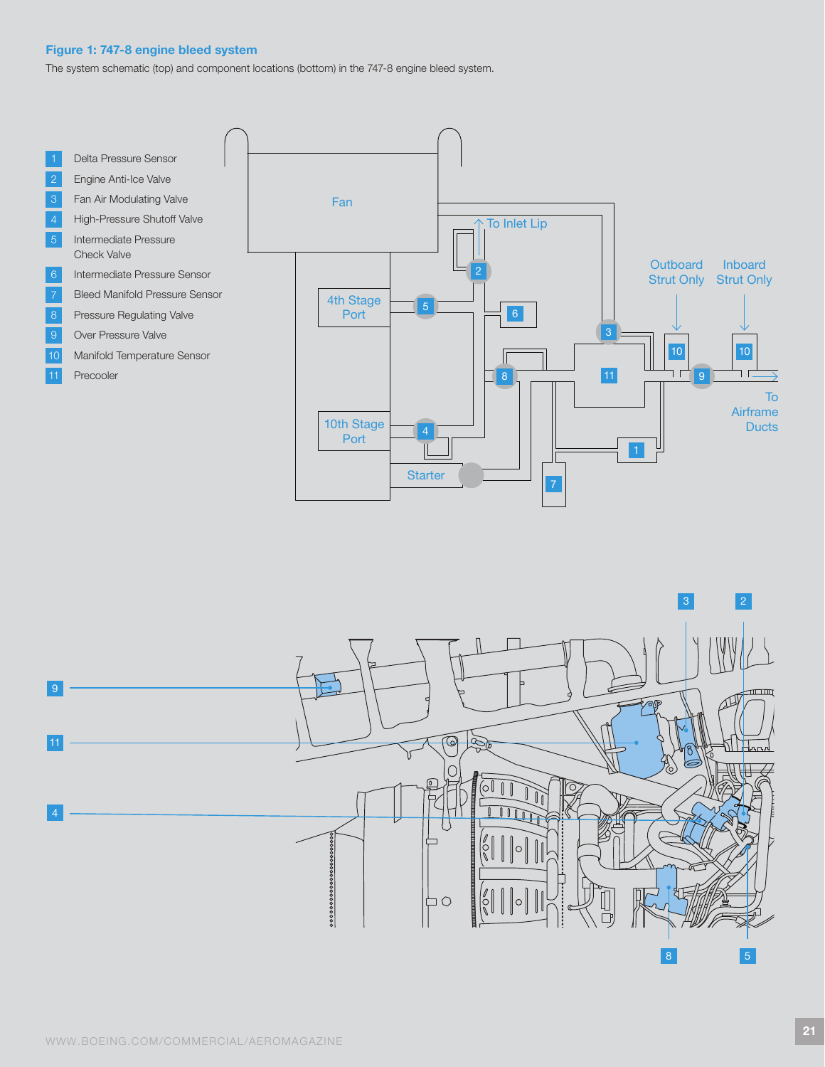**Figure 1: 747-8 engine bleed system**

The system schematic (top) and component locations (bottom) in the 747-8 engine bleed system.

1. Delta Pressure Sensor
2. Engine Anti-Ice Valve
3. Fan Air Modulating Valve
4. High-Pressure Shutoff Valve
5. Intermediate Pressure Check Valve
6. Intermediate Pressure Sensor
7. Bleed Manifold Pressure Sensor
8. Pressure Regulating Valve
9. Over Pressure Valve
10. Manifold Temperature Sensor
11. Precooler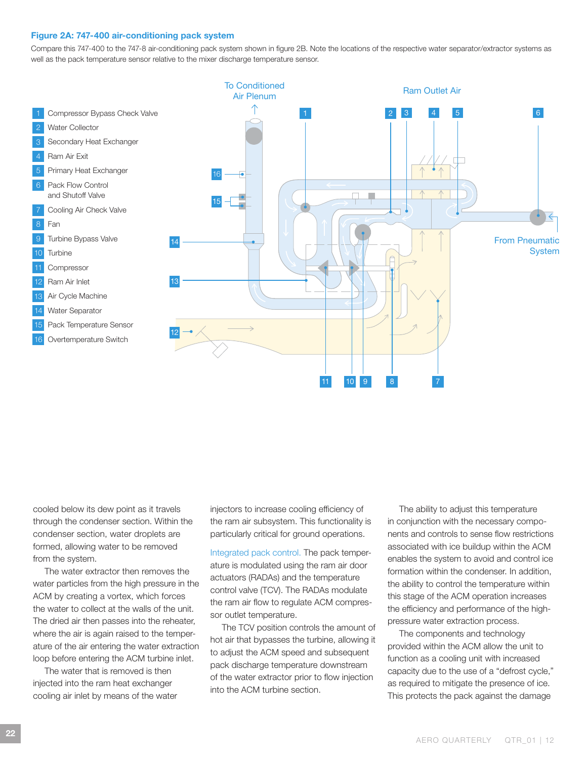**Figure 2A: 747-400 air-conditioning pack system**

Compare this 747-400 to the 747-8 air-conditioning pack system shown in figure 2B. Note the locations of the respective water separator/extractor systems as well as the pack temperature sensor relative to the mixer discharge temperature sensor.

1. Compressor Bypass Check Valve
2. Water Collector
3. Secondary Heat Exchanger
4. Ram Air Exit
5. Primary Heat Exchanger
6. Pack Flow Control and Shutoff Valve
7. Cooling Air Check Valve
8. Fan
9. Turbine Bypass Valve
10. Turbine
11. Compressor
12. Ram Air Inlet
13. Air Cycle Machine
14. Water Separator
15. Pack Temperature Sensor
16. Overtemperature Switch

To Conditioned Air Plenum | Ram Outlet Air | From Pneumatic System

cooled below its dew point as it travels through the condenser section. Within the condenser section, water droplets are formed, allowing water to be removed from the system.

The water extractor then removes the water particles from the high pressure in the ACM by creating a vortex, which forces the water to collect at the walls of the unit. The dried air then passes into the reheater, where the air is again raised to the temperature of the air entering the water extraction loop before entering the ACM turbine inlet.

The water that is removed is then injected into the ram heat exchanger cooling air inlet by means of the water injectors to increase cooling efficiency of the ram air subsystem. This functionality is particularly critical for ground operations.

**Integrated pack control.** The pack temperature is modulated using the ram air door actuators (RADAs) and the temperature control valve (TCV). The RADAs modulate the ram air flow to regulate ACM compressor outlet temperature.

The TCV position controls the amount of hot air that bypasses the turbine, allowing it to adjust the ACM speed and subsequent pack discharge temperature downstream of the water extractor prior to flow injection into the ACM turbine section.

The ability to adjust this temperature in conjunction with the necessary components and controls to sense flow restrictions associated with ice buildup within the ACM enables the system to avoid and control ice formation within the condenser. In addition, the ability to control the temperature within this stage of the ACM operation increases the efficiency and performance of the high-pressure water extraction process.

The components and technology provided within the ACM allow the unit to function as a cooling unit with increased capacity due to the use of a “defrost cycle,” as required to mitigate the presence of ice. This protects the pack against the damage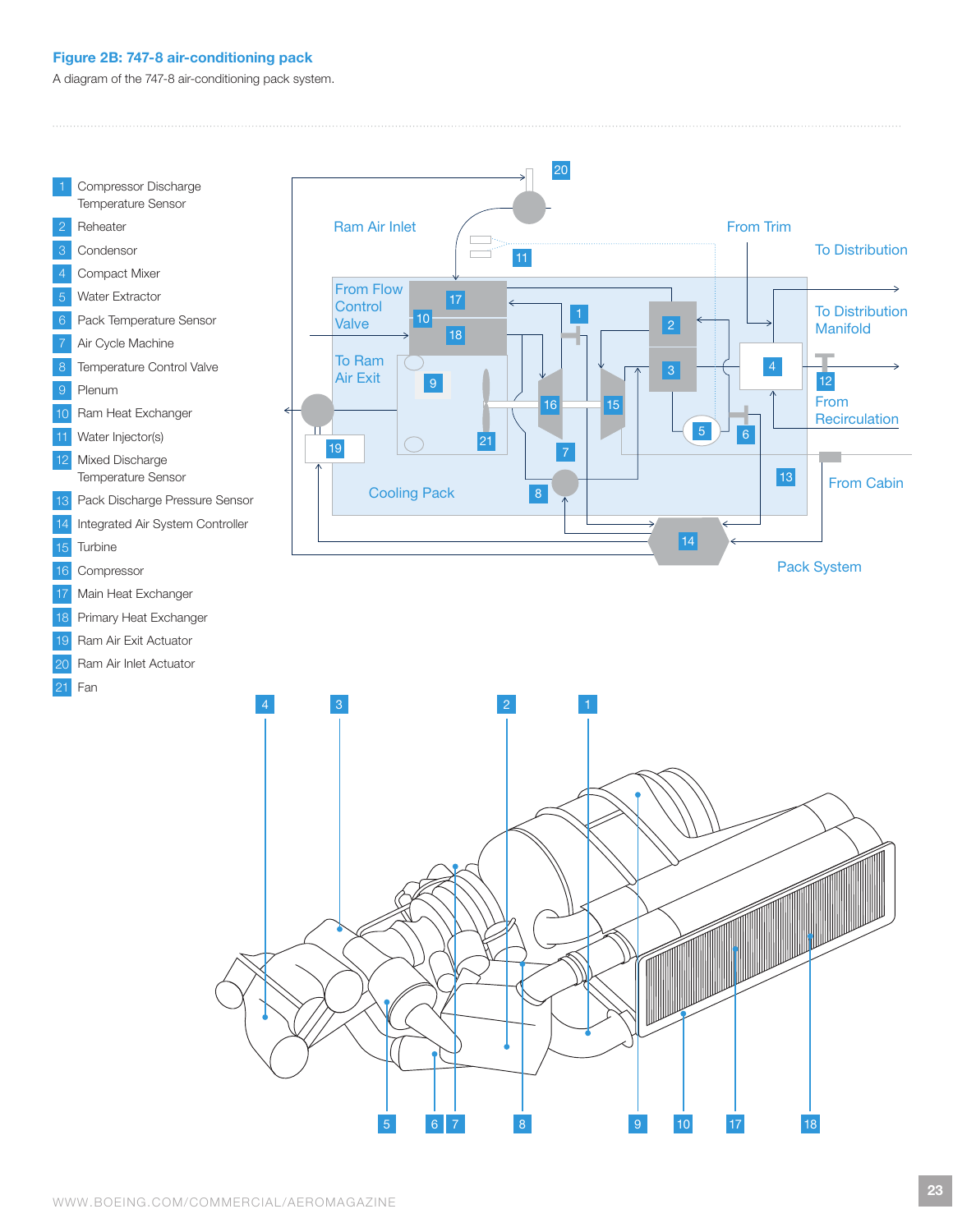**Figure 2B: 747-8 air-conditioning pack**

A diagram of the 747-8 air-conditioning pack system.

1. Compressor Discharge Temperature Sensor
2. Reheater
3. Condensor
4. Compact Mixer
5. Water Extractor
6. Pack Temperature Sensor
7. Air Cycle Machine
8. Temperature Control Valve
9. Plenum
10. Ram Heat Exchanger
11. Water Injector(s)
12. Mixed Discharge Temperature Sensor
13. Pack Discharge Pressure Sensor
14. Integrated Air System Controller
15. Turbine
16. Compressor
17. Main Heat Exchanger
18. Primary Heat Exchanger
19. Ram Air Exit Actuator
20. Ram Air Inlet Actuator
21. Fan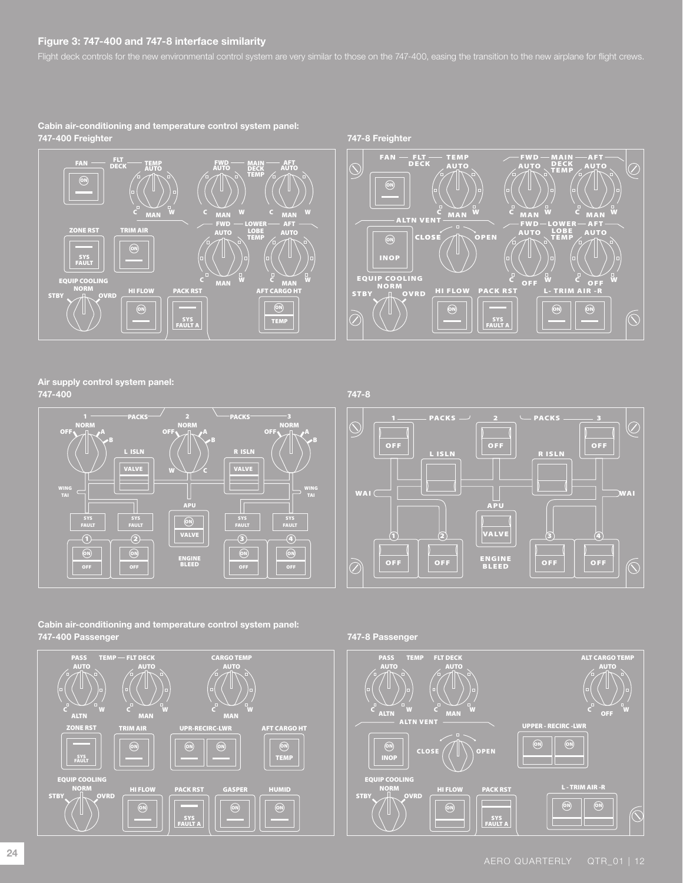### Figure 3: 747-400 and 747-8 interface similarity

Flight deck controls for the new environmental control system are very similar to those on the 747-400, easing the transition to the new airplane for flight crews.

**Cabin air-conditioning and temperature control system panel: 747-400 Freighter**

**747-8 Freighter**

**Air supply control system panel: 747-400**

**747-8**

**Cabin air-conditioning and temperature control system panel: 747-400 Passenger**

**747-8 Passenger**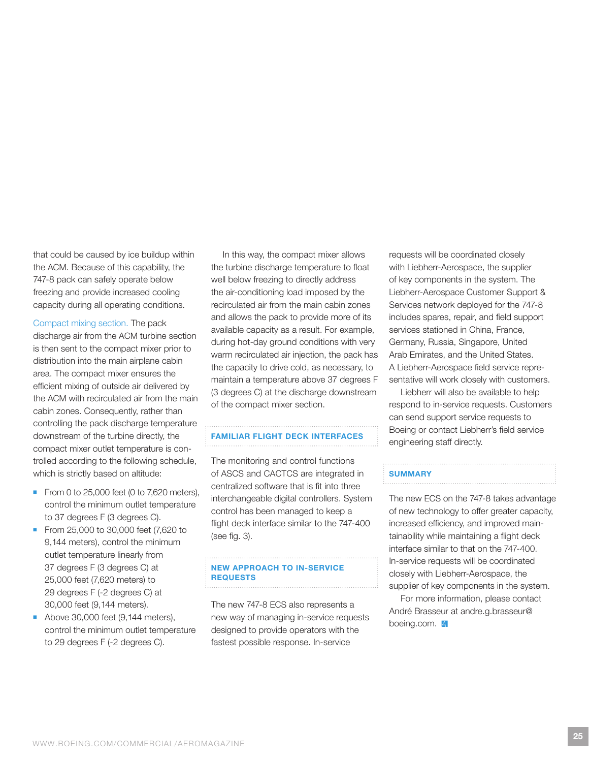that could be caused by ice buildup within the ACM. Because of this capability, the 747-8 pack can safely operate below freezing and provide increased cooling capacity during all operating conditions.

**Compact mixing section.** The pack discharge air from the ACM turbine section is then sent to the compact mixer prior to distribution into the main airplane cabin area. The compact mixer ensures the efficient mixing of outside air delivered by the ACM with recirculated air from the main cabin zones. Consequently, rather than controlling the pack discharge temperature downstream of the turbine directly, the compact mixer outlet temperature is controlled according to the following schedule, which is strictly based on altitude:

- From 0 to 25,000 feet (0 to 7,620 meters), control the minimum outlet temperature to 37 degrees F (3 degrees C).
- From 25,000 to 30,000 feet (7,620 to 9,144 meters), control the minimum outlet temperature linearly from 37 degrees F (3 degrees C) at 25,000 feet (7,620 meters) to 29 degrees F (-2 degrees C) at 30,000 feet (9,144 meters).
- Above 30,000 feet (9,144 meters), control the minimum outlet temperature to 29 degrees F (-2 degrees C).

In this way, the compact mixer allows the turbine discharge temperature to float well below freezing to directly address the air-conditioning load imposed by the recirculated air from the main cabin zones and allows the pack to provide more of its available capacity as a result. For example, during hot-day ground conditions with very warm recirculated air injection, the pack has the capacity to drive cold, as necessary, to maintain a temperature above 37 degrees F (3 degrees C) at the discharge downstream of the compact mixer section.

## FAMILIAR FLIGHT DECK INTERFACES

The monitoring and control functions of ASCS and CACTCS are integrated in centralized software that is fit into three interchangeable digital controllers. System control has been managed to keep a flight deck interface similar to the 747-400 (see fig. 3).

## NEW APPROACH TO IN-SERVICE REQUESTS

The new 747-8 ECS also represents a new way of managing in-service requests designed to provide operators with the fastest possible response. In-service requests will be coordinated closely with Liebherr-Aerospace, the supplier of key components in the system. The Liebherr-Aerospace Customer Support & Services network deployed for the 747-8 includes spares, repair, and field support services stationed in China, France, Germany, Russia, Singapore, United Arab Emirates, and the United States. A Liebherr-Aerospace field service representative will work closely with customers.

Liebherr will also be available to help respond to in-service requests. Customers can send support service requests to Boeing or contact Liebherr's field service engineering staff directly.

## SUMMARY

The new ECS on the 747-8 takes advantage of new technology to offer greater capacity, increased efficiency, and improved maintainability while maintaining a flight deck interface similar to that on the 747-400. In-service requests will be coordinated closely with Liebherr-Aerospace, the supplier of key components in the system.

For more information, please contact André Brasseur at andre.g.brasseur@boeing.com.